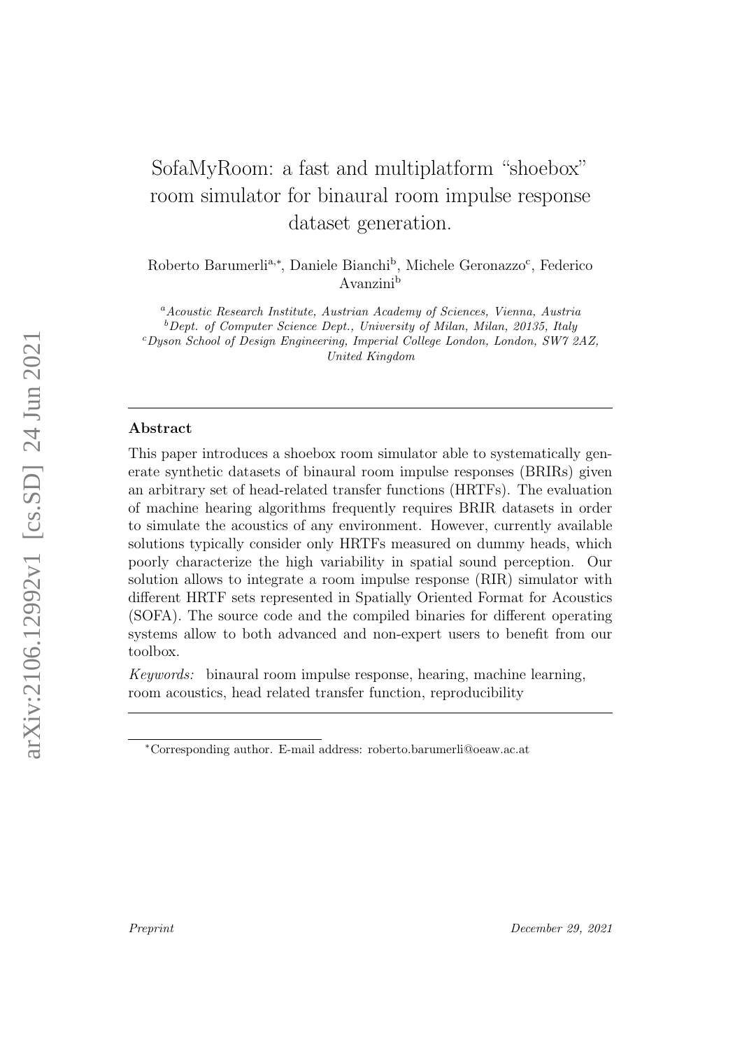# SofaMyRoom: a fast and multiplatform “shoebox” room simulator for binaural room impulse response dataset generation.

Roberto Barumerli[a,*], Daniele Bianchi[b], Michele Geronazzo[c], Federico Avanzini[b]

[a] *Acoustic Research Institute, Austrian Academy of Sciences, Vienna, Austria*
[b] *Dept. of Computer Science Dept., University of Milan, Milan, 20135, Italy*
[c] *Dyson School of Design Engineering, Imperial College London, London, SW7 2AZ, United Kingdom*

---

## Abstract

This paper introduces a shoebox room simulator able to systematically generate synthetic datasets of binaural room impulse responses (BRIRs) given an arbitrary set of head-related transfer functions (HRTFs). The evaluation of machine hearing algorithms frequently requires BRIR datasets in order to simulate the acoustics of any environment. However, currently available solutions typically consider only HRTFs measured on dummy heads, which poorly characterize the high variability in spatial sound perception. Our solution allows to integrate a room impulse response (RIR) simulator with different HRTF sets represented in Spatially Oriented Format for Acoustics (SOFA). The source code and the compiled binaries for different operating systems allow to both advanced and non-expert users to benefit from our toolbox.

*Keywords:* binaural room impulse response, hearing, machine learning, room acoustics, head related transfer function, reproducibility

---

[*] Corresponding author. E-mail address: roberto.barumerli@oeaw.ac.at

*Preprint* *December 29, 2021*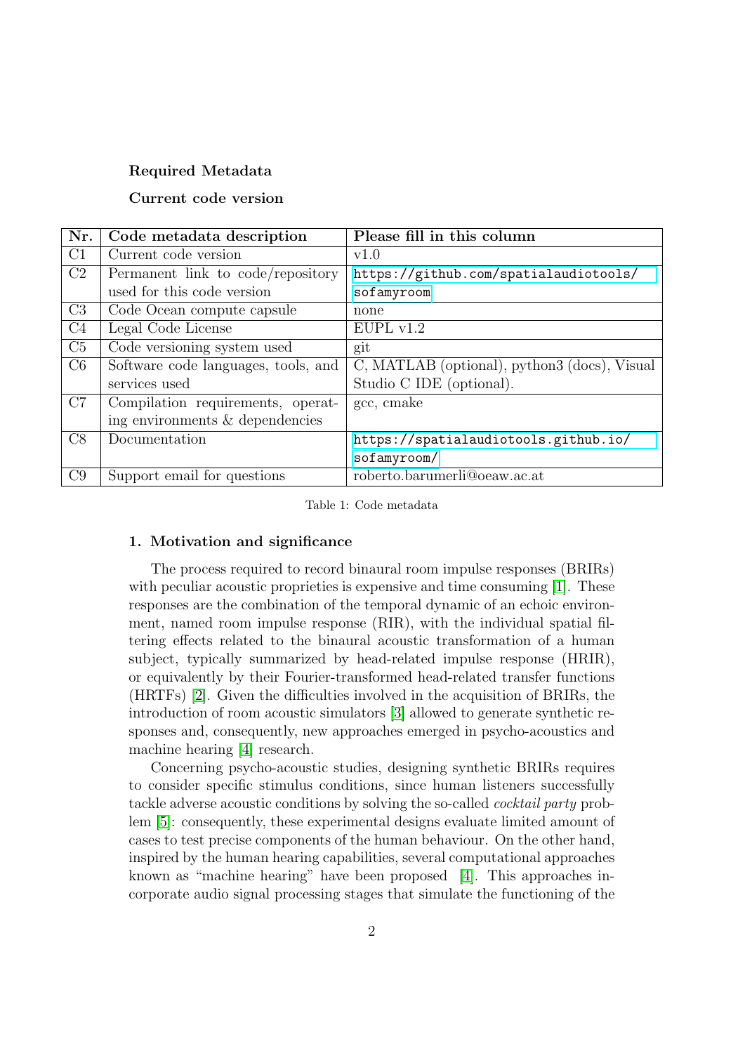**Required Metadata**

**Current code version**

| Nr. | Code metadata description | Please fill in this column |
|---|---|---|
| C1 | Current code version | v1.0 |
| C2 | Permanent link to code/repository used for this code version | https://github.com/spatialaudiotools/sofamyroom |
| C3 | Code Ocean compute capsule | none |
| C4 | Legal Code License | EUPL v1.2 |
| C5 | Code versioning system used | git |
| C6 | Software code languages, tools, and services used | C, MATLAB (optional), python3 (docs), Visual Studio C IDE (optional). |
| C7 | Compilation requirements, operating environments & dependencies | gcc, cmake |
| C8 | Documentation | https://spatialaudiotools.github.io/sofamyroom/ |
| C9 | Support email for questions | roberto.barumerli@oeaw.ac.at |

Table 1: Code metadata

## 1. Motivation and significance

The process required to record binaural room impulse responses (BRIRs) with peculiar acoustic proprieties is expensive and time consuming [1]. These responses are the combination of the temporal dynamic of an echoic environment, named room impulse response (RIR), with the individual spatial filtering effects related to the binaural acoustic transformation of a human subject, typically summarized by head-related impulse response (HRIR), or equivalently by their Fourier-transformed head-related transfer functions (HRTFs) [2]. Given the difficulties involved in the acquisition of BRIRs, the introduction of room acoustic simulators [3] allowed to generate synthetic responses and, consequently, new approaches emerged in psycho-acoustics and machine hearing [4] research.

Concerning psycho-acoustic studies, designing synthetic BRIRs requires to consider specific stimulus conditions, since human listeners successfully tackle adverse acoustic conditions by solving the so-called *cocktail party* problem [5]: consequently, these experimental designs evaluate limited amount of cases to test precise components of the human behaviour. On the other hand, inspired by the human hearing capabilities, several computational approaches known as "machine hearing" have been proposed [4]. This approaches incorporate audio signal processing stages that simulate the functioning of the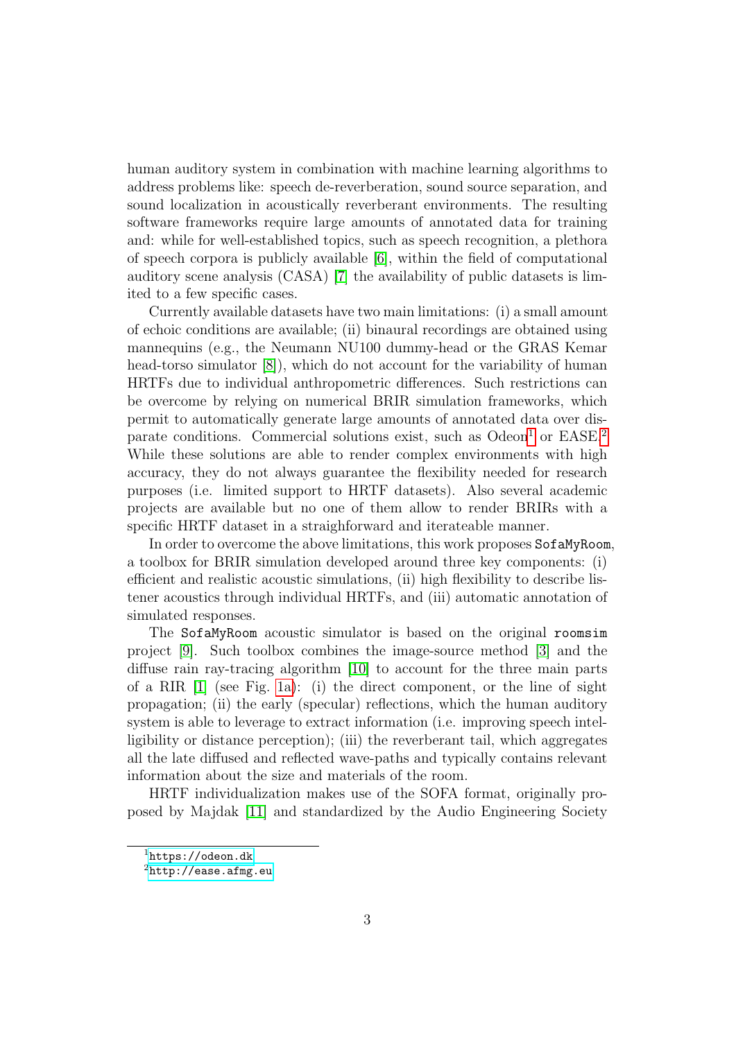human auditory system in combination with machine learning algorithms to address problems like: speech de-reverberation, sound source separation, and sound localization in acoustically reverberant environments. The resulting software frameworks require large amounts of annotated data for training and: while for well-established topics, such as speech recognition, a plethora of speech corpora is publicly available [6], within the field of computational auditory scene analysis (CASA) [7] the availability of public datasets is limited to a few specific cases.

Currently available datasets have two main limitations: (i) a small amount of echoic conditions are available; (ii) binaural recordings are obtained using mannequins (e.g., the Neumann NU100 dummy-head or the GRAS Kemar head-torso simulator [8]), which do not account for the variability of human HRTFs due to individual anthropometric differences. Such restrictions can be overcome by relying on numerical BRIR simulation frameworks, which permit to automatically generate large amounts of annotated data over disparate conditions. Commercial solutions exist, such as Odeon[1] or EASE.[2] While these solutions are able to render complex environments with high accuracy, they do not always guarantee the flexibility needed for research purposes (i.e. limited support to HRTF datasets). Also several academic projects are available but no one of them allow to render BRIRs with a specific HRTF dataset in a straighforward and iterateable manner.

In order to overcome the above limitations, this work proposes `SofaMyRoom`, a toolbox for BRIR simulation developed around three key components: (i) efficient and realistic acoustic simulations, (ii) high flexibility to describe listener acoustics through individual HRTFs, and (iii) automatic annotation of simulated responses.

The `SofaMyRoom` acoustic simulator is based on the original `roomsim` project [9]. Such toolbox combines the image-source method [3] and the diffuse rain ray-tracing algorithm [10] to account for the three main parts of a RIR [1] (see Fig. 1a): (i) the direct component, or the line of sight propagation; (ii) the early (specular) reflections, which the human auditory system is able to leverage to extract information (i.e. improving speech intelligibility or distance perception); (iii) the reverberant tail, which aggregates all the late diffused and reflected wave-paths and typically contains relevant information about the size and materials of the room.

HRTF individualization makes use of the SOFA format, originally proposed by Majdak [11] and standardized by the Audio Engineering Society

[1] https://odeon.dk

[2] http://ease.afmg.eu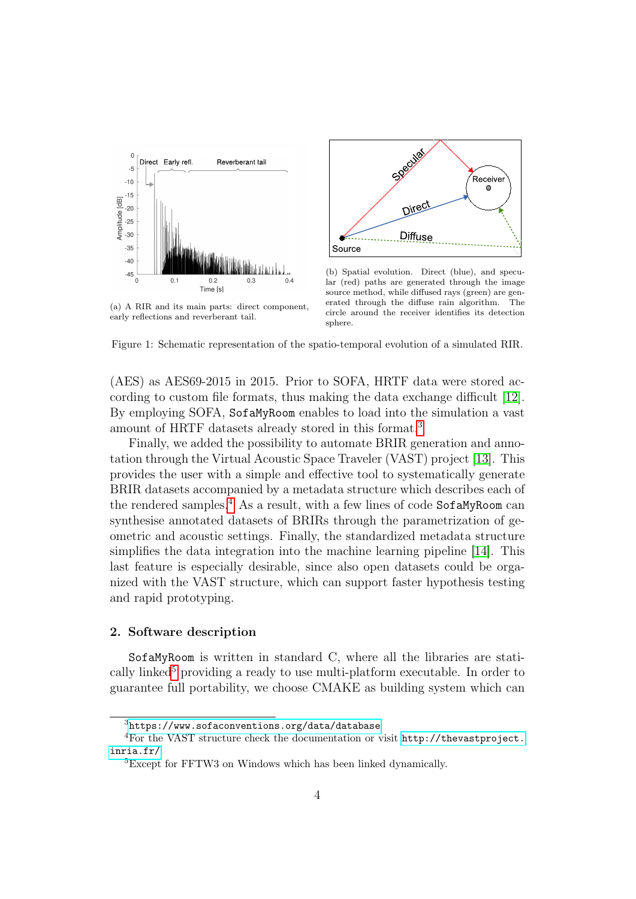(a) A RIR and its main parts: direct component, early reflections and reverberant tail.

(b) Spatial evolution. Direct (blue), and specular (red) paths are generated through the image source method, while diffused rays (green) are generated through the diffuse rain algorithm. The circle around the receiver identifies its detection sphere.

Figure 1: Schematic representation of the spatio-temporal evolution of a simulated RIR.

(AES) as AES69-2015 in 2015. Prior to SOFA, HRTF data were stored according to custom file formats, thus making the data exchange difficult [12]. By employing SOFA, SofaMyRoom enables to load into the simulation a vast amount of HRTF datasets already stored in this format.[3]

Finally, we added the possibility to automate BRIR generation and annotation through the Virtual Acoustic Space Traveler (VAST) project [13]. This provides the user with a simple and effective tool to systematically generate BRIR datasets accompanied by a metadata structure which describes each of the rendered samples.[4] As a result, with a few lines of code SofaMyRoom can synthesise annotated datasets of BRIRs through the parametrization of geometric and acoustic settings. Finally, the standardized metadata structure simplifies the data integration into the machine learning pipeline [14]. This last feature is especially desirable, since also open datasets could be organized with the VAST structure, which can support faster hypothesis testing and rapid prototyping.

## 2. Software description

SofaMyRoom is written in standard C, where all the libraries are statically linked[5] providing a ready to use multi-platform executable. In order to guarantee full portability, we choose CMAKE as building system which can

[3] https://www.sofaconventions.org/data/database

[4] For the VAST structure check the documentation or visit http://thevastproject.inria.fr/

[5] Except for FFTW3 on Windows which has been linked dynamically.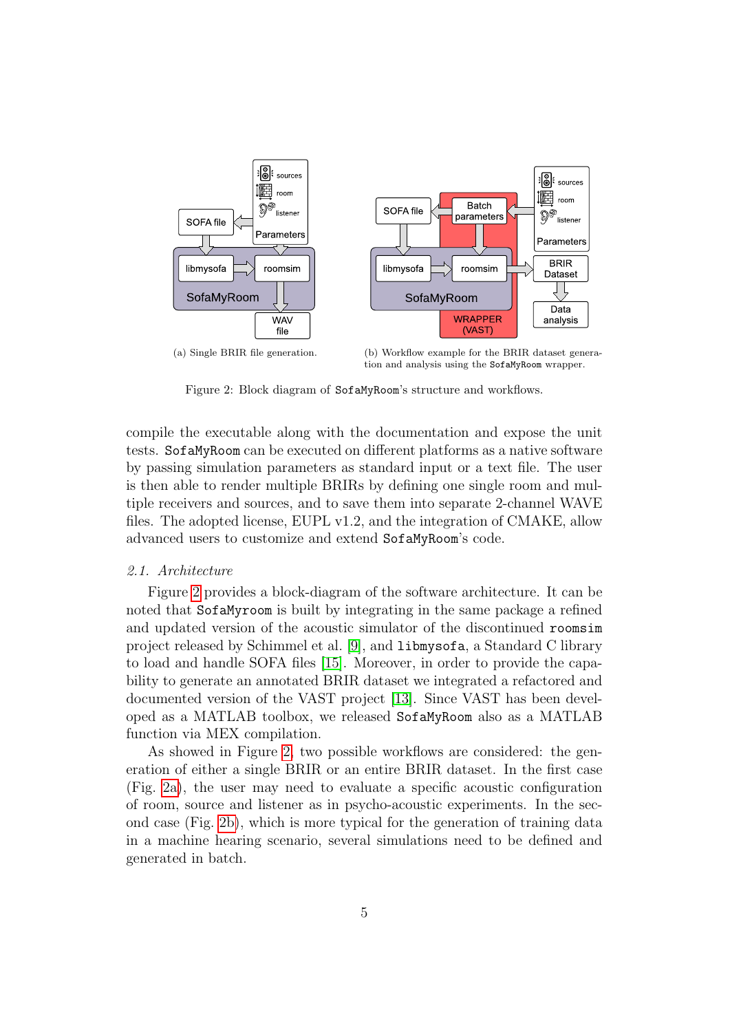(a) Single BRIR file generation.

(b) Workflow example for the BRIR dataset generation and analysis using the SofaMyRoom wrapper.

Figure 2: Block diagram of SofaMyRoom's structure and workflows.

compile the executable along with the documentation and expose the unit tests. SofaMyRoom can be executed on different platforms as a native software by passing simulation parameters as standard input or a text file. The user is then able to render multiple BRIRs by defining one single room and multiple receivers and sources, and to save them into separate 2-channel WAVE files. The adopted license, EUPL v1.2, and the integration of CMAKE, allow advanced users to customize and extend SofaMyRoom's code.

### *2.1. Architecture*

Figure 2 provides a block-diagram of the software architecture. It can be noted that SofaMyroom is built by integrating in the same package a refined and updated version of the acoustic simulator of the discontinued roomsim project released by Schimmel et al. [9], and libmysofa, a Standard C library to load and handle SOFA files [15]. Moreover, in order to provide the capability to generate an annotated BRIR dataset we integrated a refactored and documented version of the VAST project [13]. Since VAST has been developed as a MATLAB toolbox, we released SofaMyRoom also as a MATLAB function via MEX compilation.

As showed in Figure 2, two possible workflows are considered: the generation of either a single BRIR or an entire BRIR dataset. In the first case (Fig. 2a), the user may need to evaluate a specific acoustic configuration of room, source and listener as in psycho-acoustic experiments. In the second case (Fig. 2b), which is more typical for the generation of training data in a machine hearing scenario, several simulations need to be defined and generated in batch.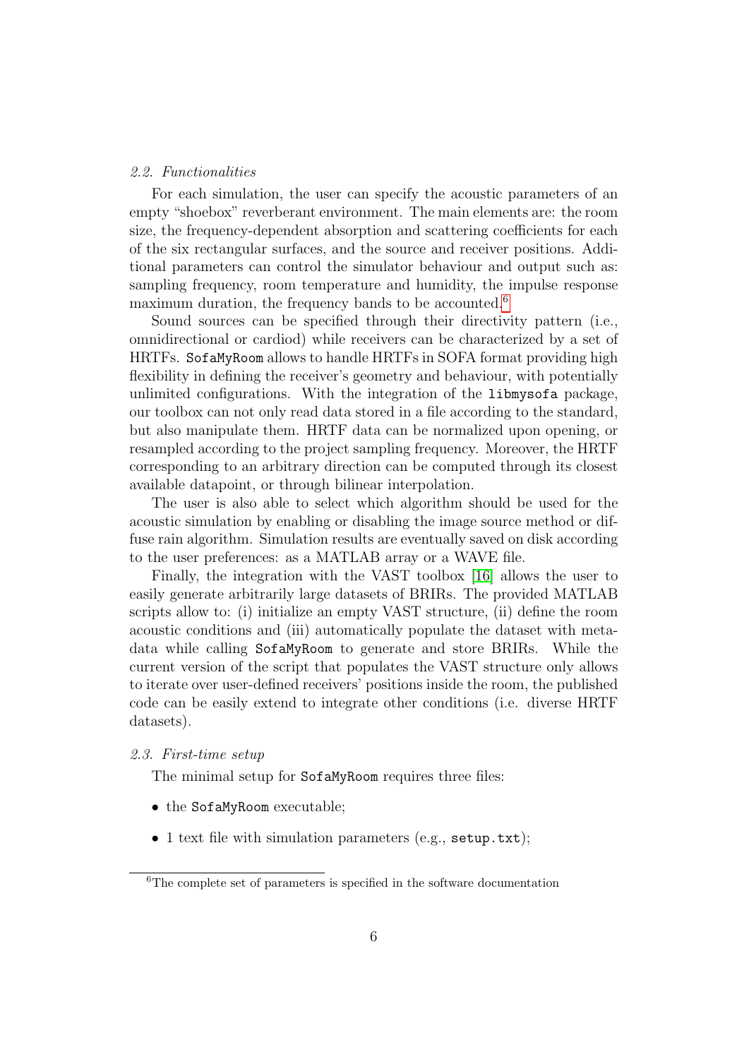### *2.2. Functionalities*

For each simulation, the user can specify the acoustic parameters of an empty "shoebox" reverberant environment. The main elements are: the room size, the frequency-dependent absorption and scattering coefficients for each of the six rectangular surfaces, and the source and receiver positions. Additional parameters can control the simulator behaviour and output such as: sampling frequency, room temperature and humidity, the impulse response maximum duration, the frequency bands to be accounted.[6]

Sound sources can be specified through their directivity pattern (i.e., omnidirectional or cardiod) while receivers can be characterized by a set of HRTFs. `SofaMyRoom` allows to handle HRTFs in SOFA format providing high flexibility in defining the receiver's geometry and behaviour, with potentially unlimited configurations. With the integration of the `libmysofa` package, our toolbox can not only read data stored in a file according to the standard, but also manipulate them. HRTF data can be normalized upon opening, or resampled according to the project sampling frequency. Moreover, the HRTF corresponding to an arbitrary direction can be computed through its closest available datapoint, or through bilinear interpolation.

The user is also able to select which algorithm should be used for the acoustic simulation by enabling or disabling the image source method or diffuse rain algorithm. Simulation results are eventually saved on disk according to the user preferences: as a MATLAB array or a WAVE file.

Finally, the integration with the VAST toolbox [16] allows the user to easily generate arbitrarily large datasets of BRIRs. The provided MATLAB scripts allow to: (i) initialize an empty VAST structure, (ii) define the room acoustic conditions and (iii) automatically populate the dataset with metadata while calling `SofaMyRoom` to generate and store BRIRs. While the current version of the script that populates the VAST structure only allows to iterate over user-defined receivers' positions inside the room, the published code can be easily extend to integrate other conditions (i.e. diverse HRTF datasets).

### *2.3. First-time setup*

The minimal setup for `SofaMyRoom` requires three files:

- the `SofaMyRoom` executable;
- 1 text file with simulation parameters (e.g., `setup.txt`);

[6] The complete set of parameters is specified in the software documentation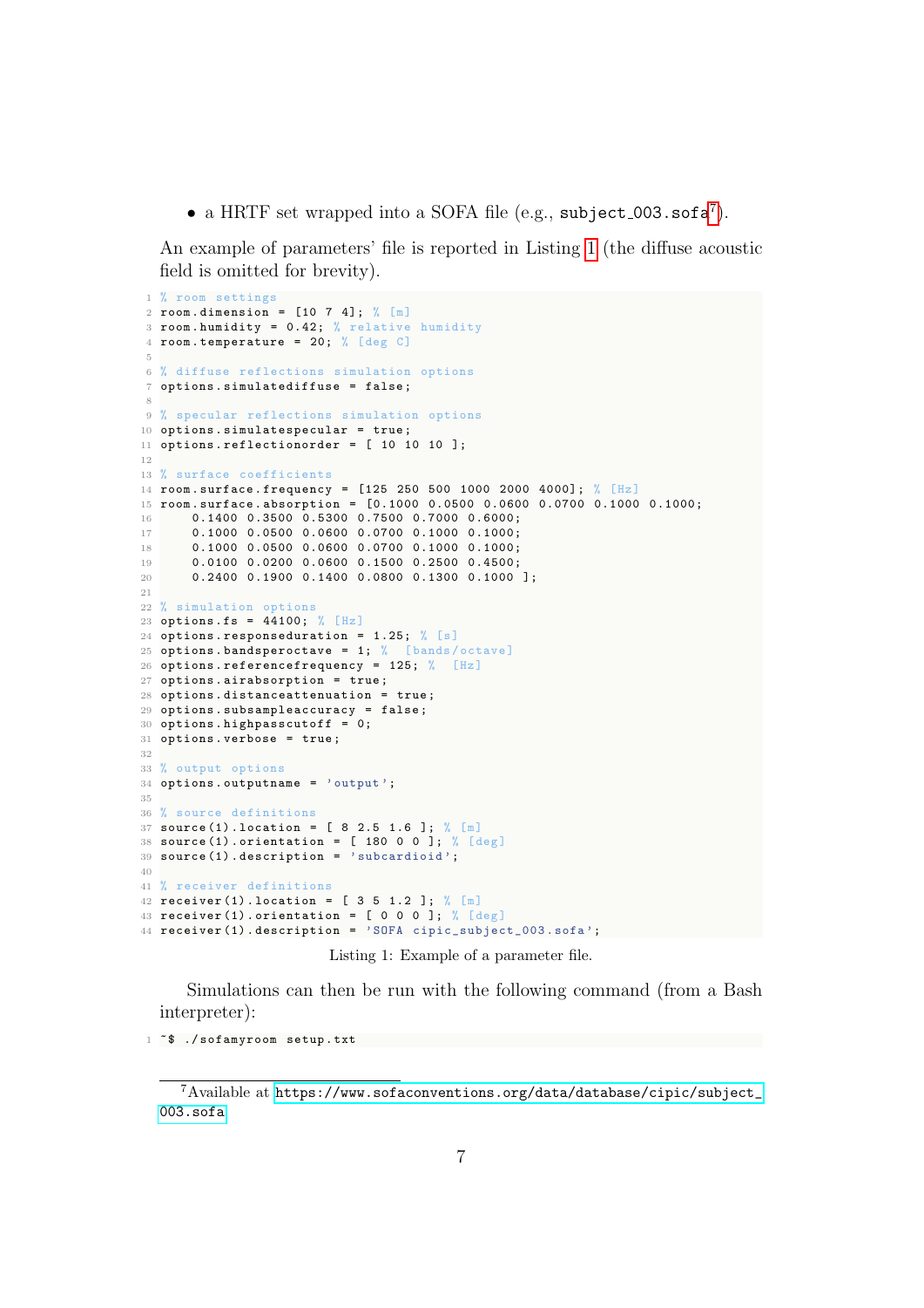- a HRTF set wrapped into a SOFA file (e.g., `subject_003.sofa`[7]).

An example of parameters' file is reported in Listing 1 (the diffuse acoustic field is omitted for brevity).

```
% room settings
room.dimension = [10 7 4]; % [m]
room.humidity = 0.42; % relative humidity
room.temperature = 20; % [deg C]

% diffuse reflections simulation options
options.simulatediffuse = false;

% specular reflections simulation options
options.simulatespecular = true;
options.reflectionorder = [ 10 10 10 ];

% surface coefficients
room.surface.frequency = [125 250 500 1000 2000 4000]; % [Hz]
room.surface.absorption = [0.1000 0.0500 0.0600 0.0700 0.1000 0.1000;
    0.1400 0.3500 0.5300 0.7500 0.7000 0.6000;
    0.1000 0.0500 0.0600 0.0700 0.1000 0.1000;
    0.1000 0.0500 0.0600 0.0700 0.1000 0.1000;
    0.0100 0.0200 0.0600 0.1500 0.2500 0.4500;
    0.2400 0.1900 0.1400 0.0800 0.1300 0.1000 ];

% simulation options
options.fs = 44100; % [Hz]
options.responseduration = 1.25; % [s]
options.bandsperoctave = 1; %  [bands/octave]
options.referencefrequency = 125; %  [Hz]
options.airabsorption = true;
options.distanceattenuation = true;
options.subsampleaccuracy = false;
options.highpasscutoff = 0;
options.verbose = true;

% output options
options.outputname = 'output';

% source definitions
source(1).location = [ 8 2.5 1.6 ]; % [m]
source(1).orientation = [ 180 0 0 ]; % [deg]
source(1).description = 'subcardioid';

% receiver definitions
receiver(1).location = [ 3 5 1.2 ]; % [m]
receiver(1).orientation = [ 0 0 0 ]; % [deg]
receiver(1).description = 'SOFA cipic_subject_003.sofa';
```

Listing 1: Example of a parameter file.

Simulations can then be run with the following command (from a Bash interpreter):

```
~$ ./sofamyroom setup.txt
```

[7] Available at https://www.sofaconventions.org/data/database/cipic/subject_003.sofa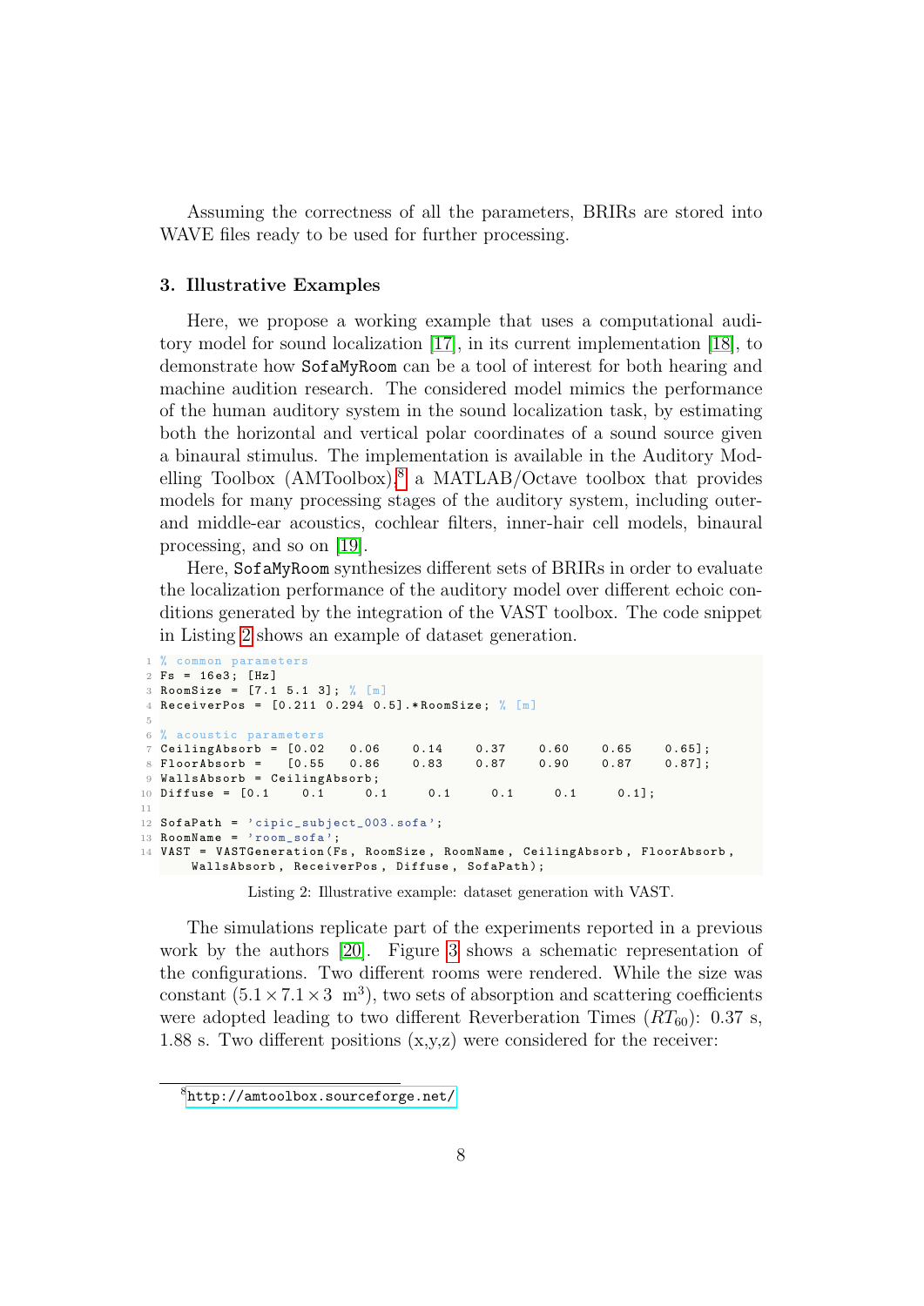Assuming the correctness of all the parameters, BRIRs are stored into WAVE files ready to be used for further processing.

## 3. Illustrative Examples

Here, we propose a working example that uses a computational auditory model for sound localization [17], in its current implementation [18], to demonstrate how SofaMyRoom can be a tool of interest for both hearing and machine audition research. The considered model mimics the performance of the human auditory system in the sound localization task, by estimating both the horizontal and vertical polar coordinates of a sound source given a binaural stimulus. The implementation is available in the Auditory Modelling Toolbox (AMToolbox),[8] a MATLAB/Octave toolbox that provides models for many processing stages of the auditory system, including outer- and middle-ear acoustics, cochlear filters, inner-hair cell models, binaural processing, and so on [19].

Here, SofaMyRoom synthesizes different sets of BRIRs in order to evaluate the localization performance of the auditory model over different echoic conditions generated by the integration of the VAST toolbox. The code snippet in Listing 2 shows an example of dataset generation.

```
% common parameters
Fs = 16e3; [Hz]
RoomSize = [7.1 5.1 3]; % [m]
ReceiverPos = [0.211 0.294 0.5].*RoomSize; % [m]

% acoustic parameters
CeilingAbsorb = [0.02   0.06    0.14    0.37    0.60    0.65    0.65];
FloorAbsorb =   [0.55   0.86    0.83    0.87    0.90    0.87    0.87];
WallsAbsorb = CeilingAbsorb;
Diffuse = [0.1    0.1     0.1     0.1     0.1     0.1     0.1];

SofaPath = 'cipic_subject_003.sofa';
RoomName = 'room_sofa';
VAST = VASTGeneration(Fs, RoomSize, RoomName, CeilingAbsorb, FloorAbsorb,
    WallsAbsorb, ReceiverPos, Diffuse, SofaPath);
```

Listing 2: Illustrative example: dataset generation with VAST.

The simulations replicate part of the experiments reported in a previous work by the authors [20]. Figure 3 shows a schematic representation of the configurations. Two different rooms were rendered. While the size was constant ($5.1 \times 7.1 \times 3$ m$^3$), two sets of absorption and scattering coefficients were adopted leading to two different Reverberation Times ($RT_{60}$): 0.37 s, 1.88 s. Two different positions (x,y,z) were considered for the receiver:

[8] http://amtoolbox.sourceforge.net/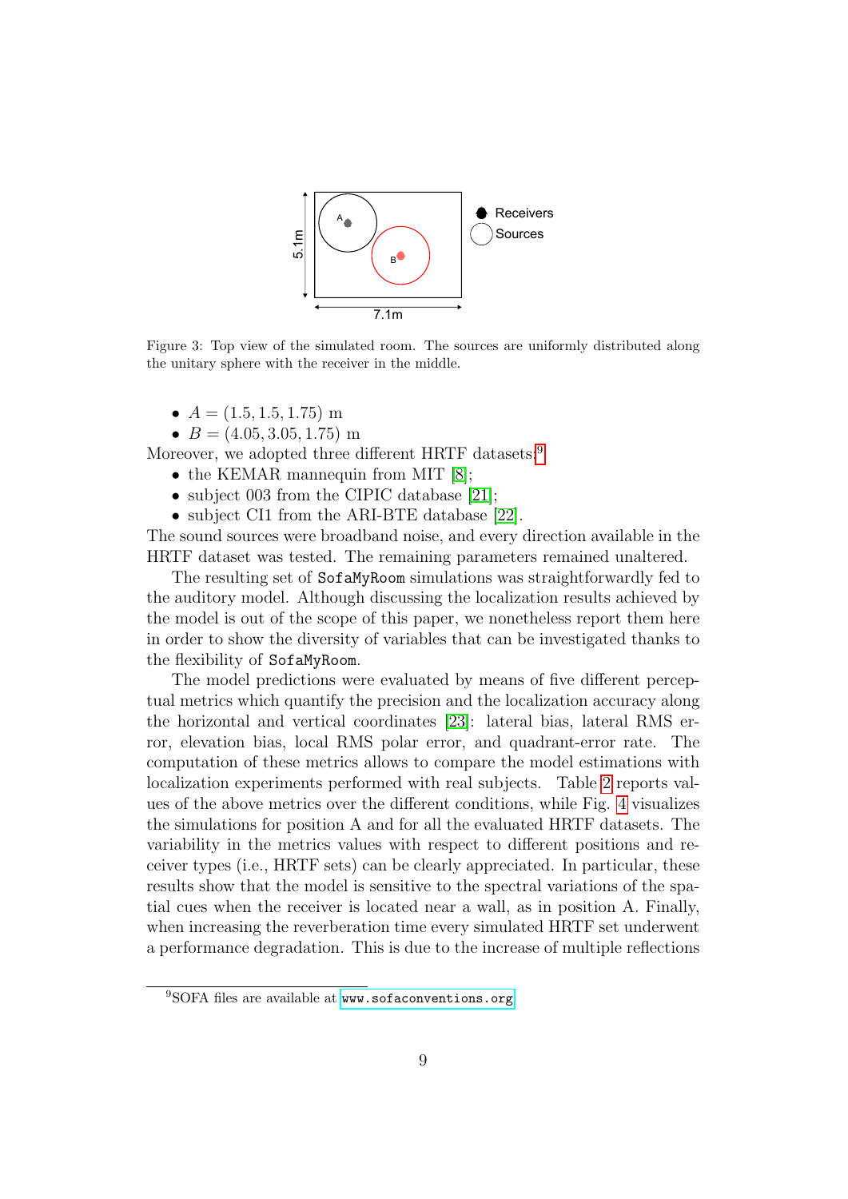Figure 3: Top view of the simulated room. The sources are uniformly distributed along the unitary sphere with the receiver in the middle.

- $A = (1.5, 1.5, 1.75)$ m
- $B = (4.05, 3.05, 1.75)$ m

Moreover, we adopted three different HRTF datasets:[9]

- the KEMAR mannequin from MIT [8];
- subject 003 from the CIPIC database [21];
- subject CI1 from the ARI-BTE database [22].

The sound sources were broadband noise, and every direction available in the HRTF dataset was tested. The remaining parameters remained unaltered.

The resulting set of `SofaMyRoom` simulations was straightforwardly fed to the auditory model. Although discussing the localization results achieved by the model is out of the scope of this paper, we nonetheless report them here in order to show the diversity of variables that can be investigated thanks to the flexibility of `SofaMyRoom`.

The model predictions were evaluated by means of five different perceptual metrics which quantify the precision and the localization accuracy along the horizontal and vertical coordinates [23]: lateral bias, lateral RMS error, elevation bias, local RMS polar error, and quadrant-error rate. The computation of these metrics allows to compare the model estimations with localization experiments performed with real subjects. Table 2 reports values of the above metrics over the different conditions, while Fig. 4 visualizes the simulations for position A and for all the evaluated HRTF datasets. The variability in the metrics values with respect to different positions and receiver types (i.e., HRTF sets) can be clearly appreciated. In particular, these results show that the model is sensitive to the spectral variations of the spatial cues when the receiver is located near a wall, as in position A. Finally, when increasing the reverberation time every simulated HRTF set underwent a performance degradation. This is due to the increase of multiple reflections

[9] SOFA files are available at www.sofaconventions.org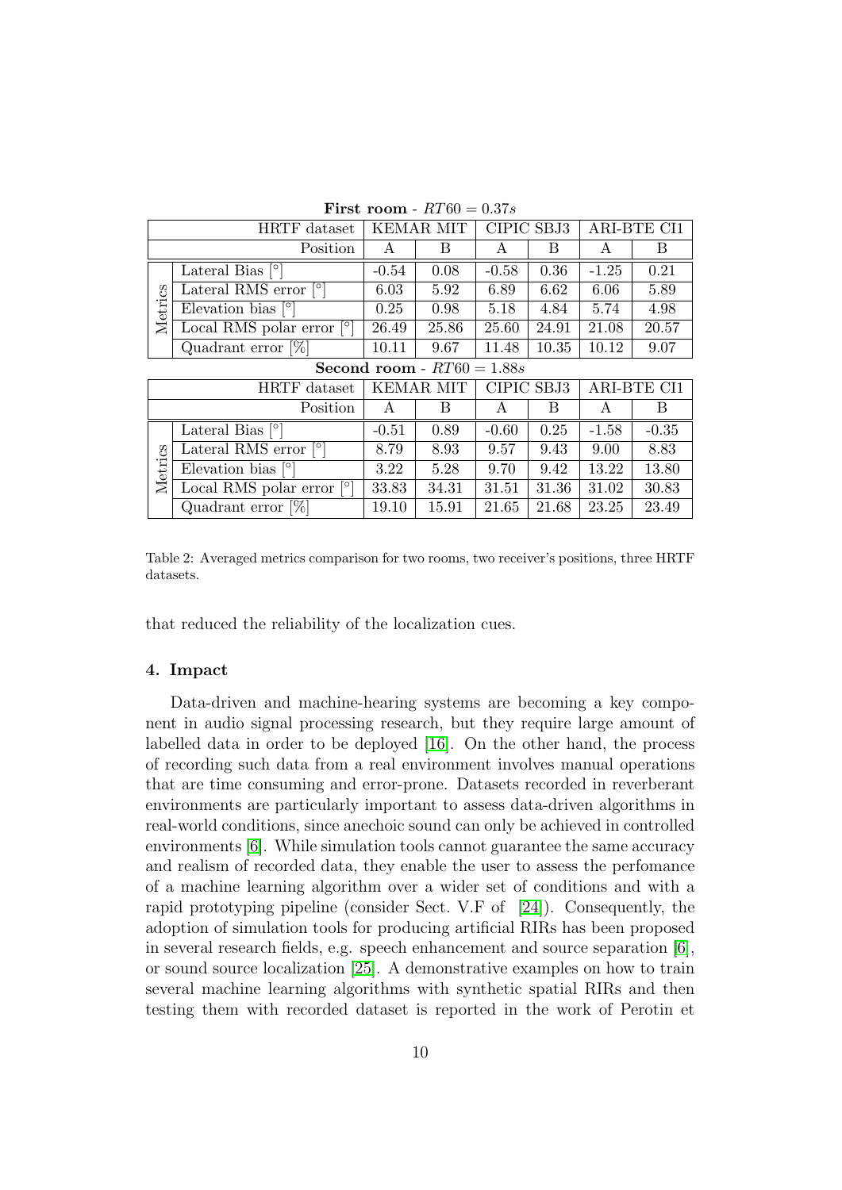**First room** - $RT60 = 0.37s$

| | HRTF dataset | KEMAR MIT | | CIPIC SBJ3 | | ARI-BTE CI1 | |
|---|---|---|---|---|---|---|---|
| | Position | A | B | A | B | A | B |
| Metrics | Lateral Bias [°] | -0.54 | 0.08 | -0.58 | 0.36 | -1.25 | 0.21 |
| | Lateral RMS error [°] | 6.03 | 5.92 | 6.89 | 6.62 | 6.06 | 5.89 |
| | Elevation bias [°] | 0.25 | 0.98 | 5.18 | 4.84 | 5.74 | 4.98 |
| | Local RMS polar error [°] | 26.49 | 25.86 | 25.60 | 24.91 | 21.08 | 20.57 |
| | Quadrant error [%] | 10.11 | 9.67 | 11.48 | 10.35 | 10.12 | 9.07 |

**Second room** - $RT60 = 1.88s$

| | HRTF dataset | KEMAR MIT | | CIPIC SBJ3 | | ARI-BTE CI1 | |
|---|---|---|---|---|---|---|---|
| | Position | A | B | A | B | A | B |
| Metrics | Lateral Bias [°] | -0.51 | 0.89 | -0.60 | 0.25 | -1.58 | -0.35 |
| | Lateral RMS error [°] | 8.79 | 8.93 | 9.57 | 9.43 | 9.00 | 8.83 |
| | Elevation bias [°] | 3.22 | 5.28 | 9.70 | 9.42 | 13.22 | 13.80 |
| | Local RMS polar error [°] | 33.83 | 34.31 | 31.51 | 31.36 | 31.02 | 30.83 |
| | Quadrant error [%] | 19.10 | 15.91 | 21.65 | 21.68 | 23.25 | 23.49 |

Table 2: Averaged metrics comparison for two rooms, two receiver's positions, three HRTF datasets.

that reduced the reliability of the localization cues.

## 4. Impact

Data-driven and machine-hearing systems are becoming a key component in audio signal processing research, but they require large amount of labelled data in order to be deployed [16]. On the other hand, the process of recording such data from a real environment involves manual operations that are time consuming and error-prone. Datasets recorded in reverberant environments are particularly important to assess data-driven algorithms in real-world conditions, since anechoic sound can only be achieved in controlled environments [6]. While simulation tools cannot guarantee the same accuracy and realism of recorded data, they enable the user to assess the perfomance of a machine learning algorithm over a wider set of conditions and with a rapid prototyping pipeline (consider Sect. V.F of [24]). Consequently, the adoption of simulation tools for producing artificial RIRs has been proposed in several research fields, e.g. speech enhancement and source separation [6], or sound source localization [25]. A demonstrative examples on how to train several machine learning algorithms with synthetic spatial RIRs and then testing them with recorded dataset is reported in the work of Perotin et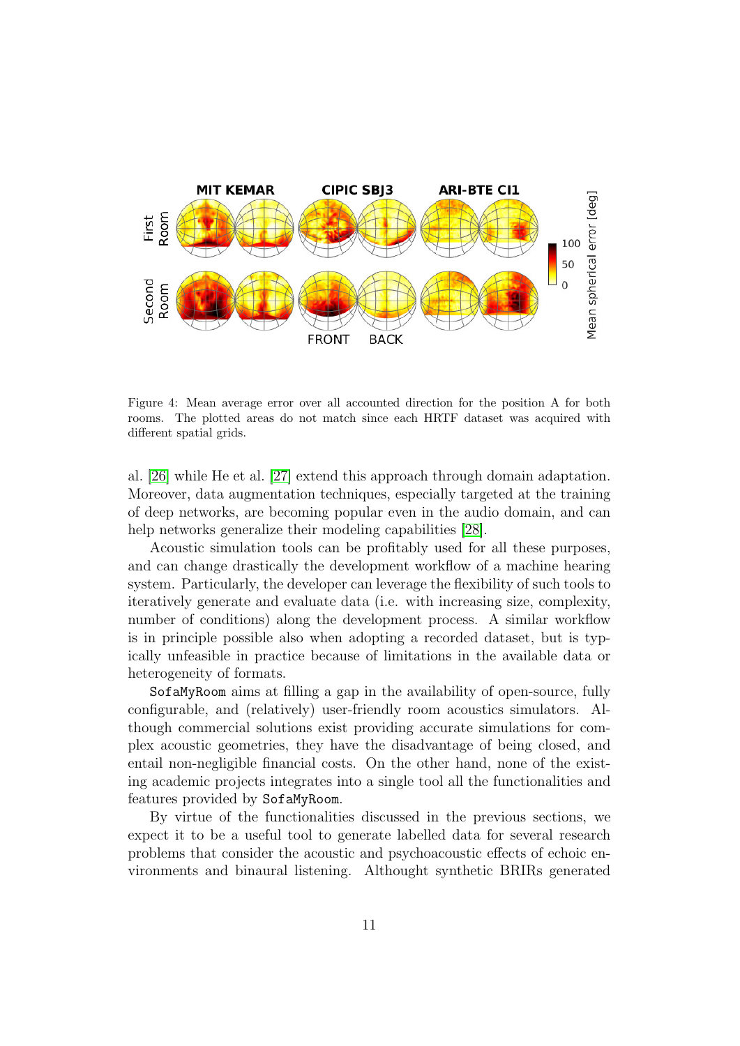Figure 4: Mean average error over all accounted direction for the position A for both rooms. The plotted areas do not match since each HRTF dataset was acquired with different spatial grids.

al. [26] while He et al. [27] extend this approach through domain adaptation. Moreover, data augmentation techniques, especially targeted at the training of deep networks, are becoming popular even in the audio domain, and can help networks generalize their modeling capabilities [28].

Acoustic simulation tools can be profitably used for all these purposes, and can change drastically the development workflow of a machine hearing system. Particularly, the developer can leverage the flexibility of such tools to iteratively generate and evaluate data (i.e. with increasing size, complexity, number of conditions) along the development process. A similar workflow is in principle possible also when adopting a recorded dataset, but is typically unfeasible in practice because of limitations in the available data or heterogeneity of formats.

`SofaMyRoom` aims at filling a gap in the availability of open-source, fully configurable, and (relatively) user-friendly room acoustics simulators. Although commercial solutions exist providing accurate simulations for complex acoustic geometries, they have the disadvantage of being closed, and entail non-negligible financial costs. On the other hand, none of the existing academic projects integrates into a single tool all the functionalities and features provided by `SofaMyRoom`.

By virtue of the functionalities discussed in the previous sections, we expect it to be a useful tool to generate labelled data for several research problems that consider the acoustic and psychoacoustic effects of echoic environments and binaural listening. Althought synthetic BRIRs generated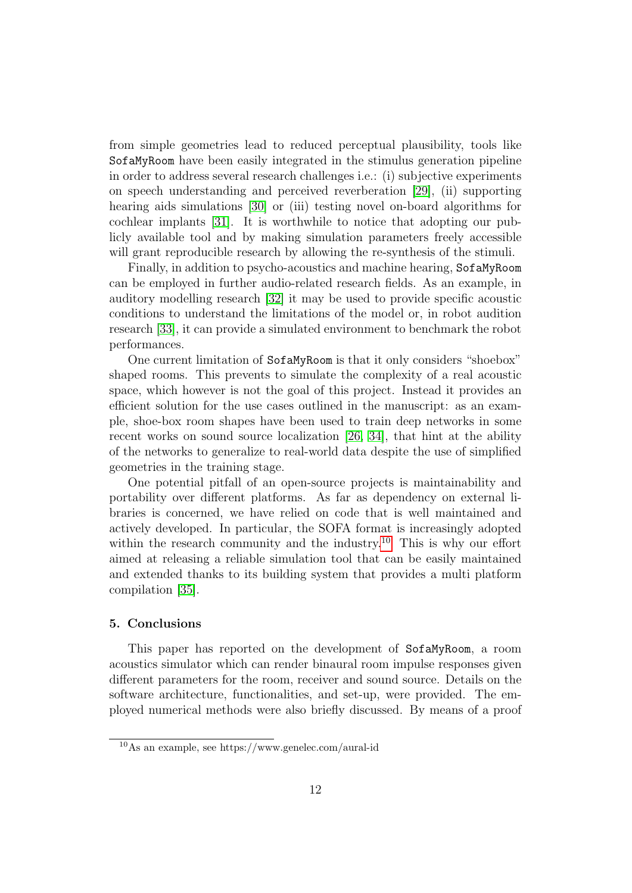from simple geometries lead to reduced perceptual plausibility, tools like `SofaMyRoom` have been easily integrated in the stimulus generation pipeline in order to address several research challenges i.e.: (i) subjective experiments on speech understanding and perceived reverberation [29], (ii) supporting hearing aids simulations [30] or (iii) testing novel on-board algorithms for cochlear implants [31]. It is worthwhile to notice that adopting our publicly available tool and by making simulation parameters freely accessible will grant reproducible research by allowing the re-synthesis of the stimuli.

Finally, in addition to psycho-acoustics and machine hearing, `SofaMyRoom` can be employed in further audio-related research fields. As an example, in auditory modelling research [32] it may be used to provide specific acoustic conditions to understand the limitations of the model or, in robot audition research [33], it can provide a simulated environment to benchmark the robot performances.

One current limitation of `SofaMyRoom` is that it only considers "shoebox" shaped rooms. This prevents to simulate the complexity of a real acoustic space, which however is not the goal of this project. Instead it provides an efficient solution for the use cases outlined in the manuscript: as an example, shoe-box room shapes have been used to train deep networks in some recent works on sound source localization [26, 34], that hint at the ability of the networks to generalize to real-world data despite the use of simplified geometries in the training stage.

One potential pitfall of an open-source projects is maintainability and portability over different platforms. As far as dependency on external libraries is concerned, we have relied on code that is well maintained and actively developed. In particular, the SOFA format is increasingly adopted within the research community and the industry.[10] This is why our effort aimed at releasing a reliable simulation tool that can be easily maintained and extended thanks to its building system that provides a multi platform compilation [35].

## 5. Conclusions

This paper has reported on the development of `SofaMyRoom`, a room acoustics simulator which can render binaural room impulse responses given different parameters for the room, receiver and sound source. Details on the software architecture, functionalities, and set-up, were provided. The employed numerical methods were also briefly discussed. By means of a proof

[10] As an example, see https://www.genelec.com/aural-id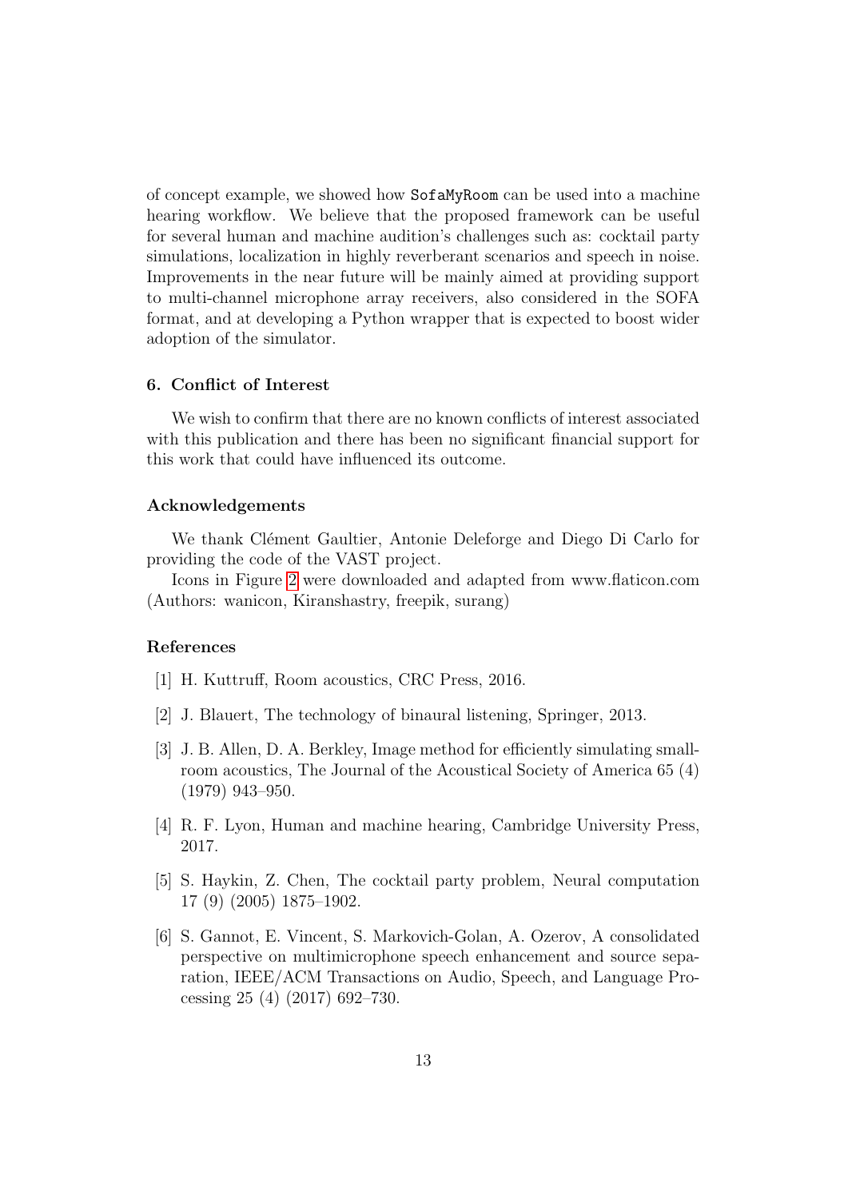of concept example, we showed how `SofaMyRoom` can be used into a machine hearing workflow. We believe that the proposed framework can be useful for several human and machine audition's challenges such as: cocktail party simulations, localization in highly reverberant scenarios and speech in noise. Improvements in the near future will be mainly aimed at providing support to multi-channel microphone array receivers, also considered in the SOFA format, and at developing a Python wrapper that is expected to boost wider adoption of the simulator.

## 6. Conflict of Interest

We wish to confirm that there are no known conflicts of interest associated with this publication and there has been no significant financial support for this work that could have influenced its outcome.

## Acknowledgements

We thank Clément Gaultier, Antonie Deleforge and Diego Di Carlo for providing the code of the VAST project.

Icons in Figure 2 were downloaded and adapted from www.flaticon.com (Authors: wanicon, Kiranshastry, freepik, surang)

## References

[1] H. Kuttruff, Room acoustics, CRC Press, 2016.

[2] J. Blauert, The technology of binaural listening, Springer, 2013.

[3] J. B. Allen, D. A. Berkley, Image method for efficiently simulating small-room acoustics, The Journal of the Acoustical Society of America 65 (4) (1979) 943–950.

[4] R. F. Lyon, Human and machine hearing, Cambridge University Press, 2017.

[5] S. Haykin, Z. Chen, The cocktail party problem, Neural computation 17 (9) (2005) 1875–1902.

[6] S. Gannot, E. Vincent, S. Markovich-Golan, A. Ozerov, A consolidated perspective on multimicrophone speech enhancement and source separation, IEEE/ACM Transactions on Audio, Speech, and Language Processing 25 (4) (2017) 692–730.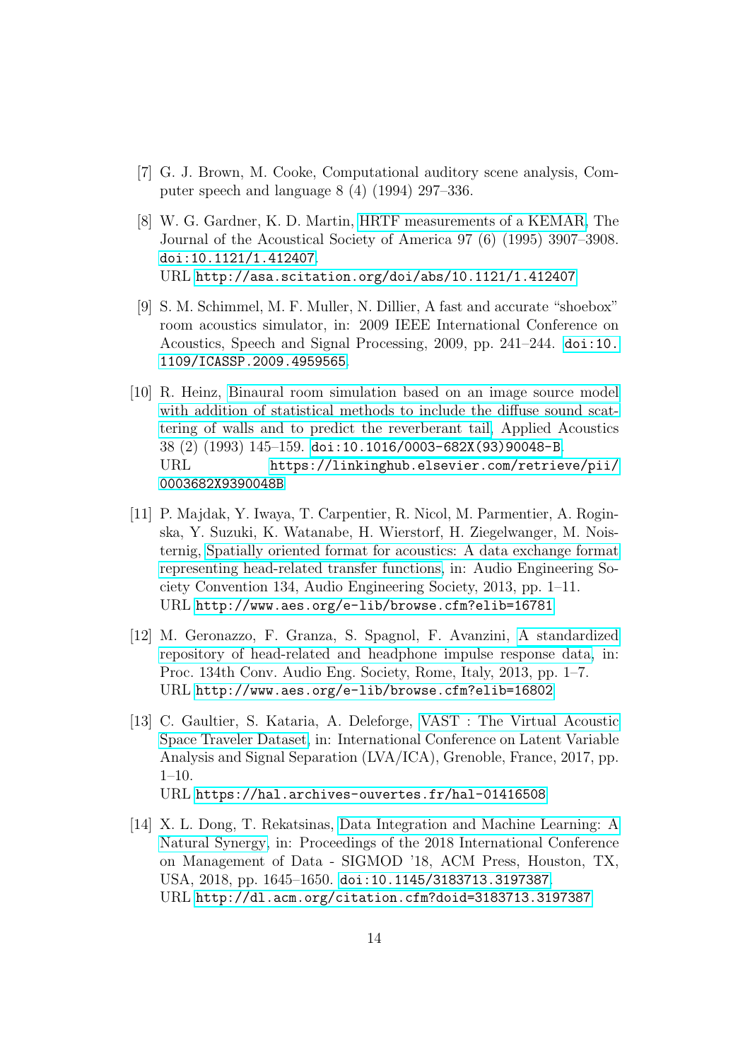[7] G. J. Brown, M. Cooke, Computational auditory scene analysis, Computer speech and language 8 (4) (1994) 297–336.

[8] W. G. Gardner, K. D. Martin, HRTF measurements of a KEMAR, The Journal of the Acoustical Society of America 97 (6) (1995) 3907–3908. `doi:10.1121/1.412407`.
URL `http://asa.scitation.org/doi/abs/10.1121/1.412407`

[9] S. M. Schimmel, M. F. Muller, N. Dillier, A fast and accurate "shoebox" room acoustics simulator, in: 2009 IEEE International Conference on Acoustics, Speech and Signal Processing, 2009, pp. 241–244. `doi:10.1109/ICASSP.2009.4959565`.

[10] R. Heinz, Binaural room simulation based on an image source model with addition of statistical methods to include the diffuse sound scattering of walls and to predict the reverberant tail, Applied Acoustics 38 (2) (1993) 145–159. `doi:10.1016/0003-682X(93)90048-B`.
URL `https://linkinghub.elsevier.com/retrieve/pii/0003682X9390048B`

[11] P. Majdak, Y. Iwaya, T. Carpentier, R. Nicol, M. Parmentier, A. Roginska, Y. Suzuki, K. Watanabe, H. Wierstorf, H. Ziegelwanger, M. Noisternig, Spatially oriented format for acoustics: A data exchange format representing head-related transfer functions, in: Audio Engineering Society Convention 134, Audio Engineering Society, 2013, pp. 1–11.
URL `http://www.aes.org/e-lib/browse.cfm?elib=16781`

[12] M. Geronazzo, F. Granza, S. Spagnol, F. Avanzini, A standardized repository of head-related and headphone impulse response data, in: Proc. 134th Conv. Audio Eng. Society, Rome, Italy, 2013, pp. 1–7.
URL `http://www.aes.org/e-lib/browse.cfm?elib=16802`

[13] C. Gaultier, S. Kataria, A. Deleforge, VAST : The Virtual Acoustic Space Traveler Dataset, in: International Conference on Latent Variable Analysis and Signal Separation (LVA/ICA), Grenoble, France, 2017, pp. 1–10.
URL `https://hal.archives-ouvertes.fr/hal-01416508`

[14] X. L. Dong, T. Rekatsinas, Data Integration and Machine Learning: A Natural Synergy, in: Proceedings of the 2018 International Conference on Management of Data - SIGMOD '18, ACM Press, Houston, TX, USA, 2018, pp. 1645–1650. `doi:10.1145/3183713.3197387`.
URL `http://dl.acm.org/citation.cfm?doid=3183713.3197387`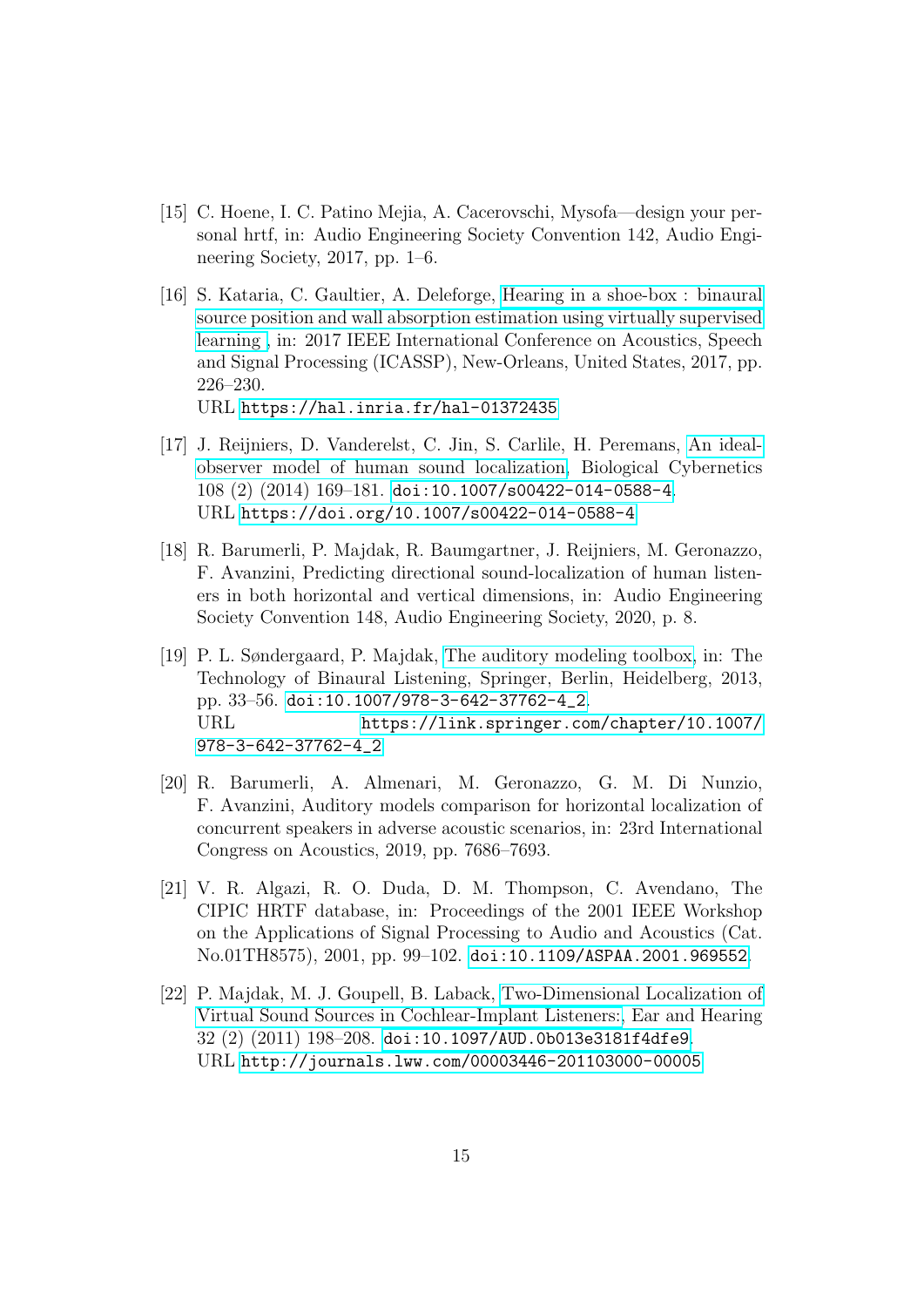[15] C. Hoene, I. C. Patino Mejia, A. Cacerovschi, Mysofa—design your personal hrtf, in: Audio Engineering Society Convention 142, Audio Engineering Society, 2017, pp. 1–6.

[16] S. Kataria, C. Gaultier, A. Deleforge, Hearing in a shoe-box : binaural source position and wall absorption estimation using virtually supervised learning , in: 2017 IEEE International Conference on Acoustics, Speech and Signal Processing (ICASSP), New-Orleans, United States, 2017, pp. 226–230.
URL https://hal.inria.fr/hal-01372435

[17] J. Reijniers, D. Vanderelst, C. Jin, S. Carlile, H. Peremans, An ideal-observer model of human sound localization, Biological Cybernetics 108 (2) (2014) 169–181. doi:10.1007/s00422-014-0588-4.
URL https://doi.org/10.1007/s00422-014-0588-4

[18] R. Barumerli, P. Majdak, R. Baumgartner, J. Reijniers, M. Geronazzo, F. Avanzini, Predicting directional sound-localization of human listeners in both horizontal and vertical dimensions, in: Audio Engineering Society Convention 148, Audio Engineering Society, 2020, p. 8.

[19] P. L. Søndergaard, P. Majdak, The auditory modeling toolbox, in: The Technology of Binaural Listening, Springer, Berlin, Heidelberg, 2013, pp. 33–56. doi:10.1007/978-3-642-37762-4_2.
URL https://link.springer.com/chapter/10.1007/978-3-642-37762-4_2

[20] R. Barumerli, A. Almenari, M. Geronazzo, G. M. Di Nunzio, F. Avanzini, Auditory models comparison for horizontal localization of concurrent speakers in adverse acoustic scenarios, in: 23rd International Congress on Acoustics, 2019, pp. 7686–7693.

[21] V. R. Algazi, R. O. Duda, D. M. Thompson, C. Avendano, The CIPIC HRTF database, in: Proceedings of the 2001 IEEE Workshop on the Applications of Signal Processing to Audio and Acoustics (Cat. No.01TH8575), 2001, pp. 99–102. doi:10.1109/ASPAA.2001.969552.

[22] P. Majdak, M. J. Goupell, B. Laback, Two-Dimensional Localization of Virtual Sound Sources in Cochlear-Implant Listeners:, Ear and Hearing 32 (2) (2011) 198–208. doi:10.1097/AUD.0b013e3181f4dfe9.
URL http://journals.lww.com/00003446-201103000-00005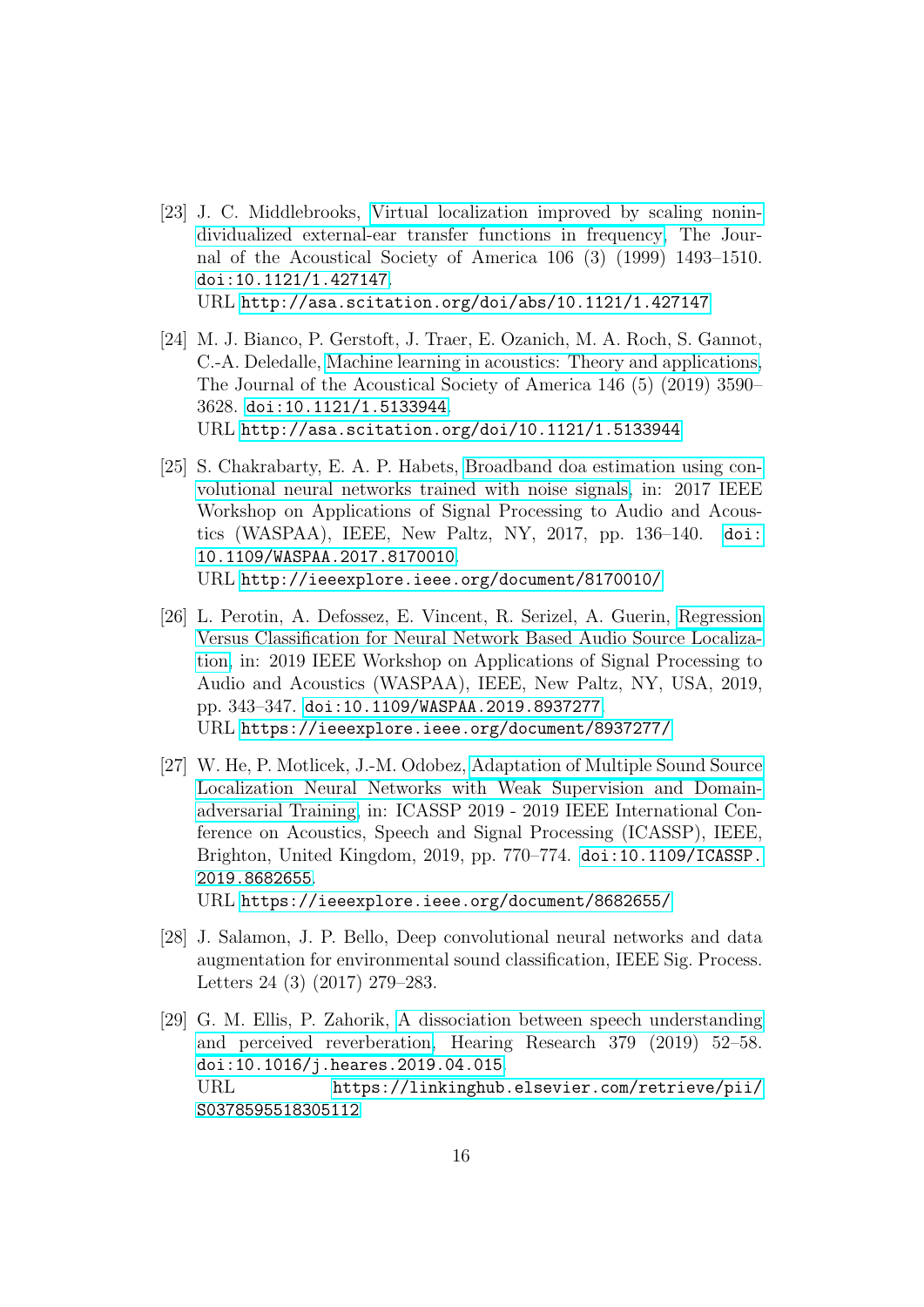[23] J. C. Middlebrooks, Virtual localization improved by scaling nonindividualized external-ear transfer functions in frequency, The Journal of the Acoustical Society of America 106 (3) (1999) 1493–1510. doi:10.1121/1.427147.
URL http://asa.scitation.org/doi/abs/10.1121/1.427147

[24] M. J. Bianco, P. Gerstoft, J. Traer, E. Ozanich, M. A. Roch, S. Gannot, C.-A. Deledalle, Machine learning in acoustics: Theory and applications, The Journal of the Acoustical Society of America 146 (5) (2019) 3590–3628. doi:10.1121/1.5133944.
URL http://asa.scitation.org/doi/10.1121/1.5133944

[25] S. Chakrabarty, E. A. P. Habets, Broadband doa estimation using convolutional neural networks trained with noise signals, in: 2017 IEEE Workshop on Applications of Signal Processing to Audio and Acoustics (WASPAA), IEEE, New Paltz, NY, 2017, pp. 136–140. doi:10.1109/WASPAA.2017.8170010.
URL http://ieeexplore.ieee.org/document/8170010/

[26] L. Perotin, A. Defossez, E. Vincent, R. Serizel, A. Guerin, Regression Versus Classification for Neural Network Based Audio Source Localization, in: 2019 IEEE Workshop on Applications of Signal Processing to Audio and Acoustics (WASPAA), IEEE, New Paltz, NY, USA, 2019, pp. 343–347. doi:10.1109/WASPAA.2019.8937277.
URL https://ieeexplore.ieee.org/document/8937277/

[27] W. He, P. Motlicek, J.-M. Odobez, Adaptation of Multiple Sound Source Localization Neural Networks with Weak Supervision and Domain-adversarial Training, in: ICASSP 2019 - 2019 IEEE International Conference on Acoustics, Speech and Signal Processing (ICASSP), IEEE, Brighton, United Kingdom, 2019, pp. 770–774. doi:10.1109/ICASSP.2019.8682655.
URL https://ieeexplore.ieee.org/document/8682655/

[28] J. Salamon, J. P. Bello, Deep convolutional neural networks and data augmentation for environmental sound classification, IEEE Sig. Process. Letters 24 (3) (2017) 279–283.

[29] G. M. Ellis, P. Zahorik, A dissociation between speech understanding and perceived reverberation, Hearing Research 379 (2019) 52–58. doi:10.1016/j.heares.2019.04.015.
URL https://linkinghub.elsevier.com/retrieve/pii/S0378595518305112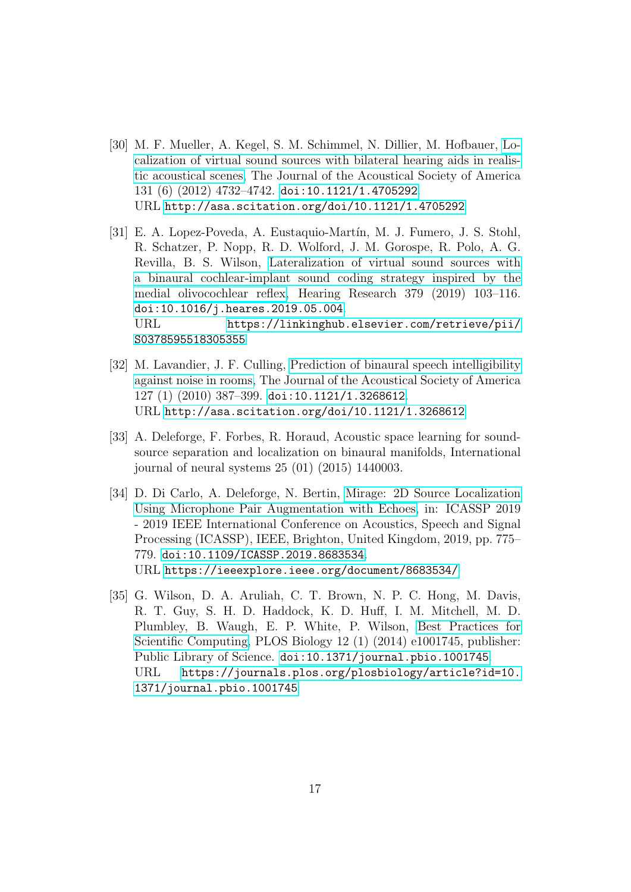[30] M. F. Mueller, A. Kegel, S. M. Schimmel, N. Dillier, M. Hofbauer, Localization of virtual sound sources with bilateral hearing aids in realistic acoustical scenes, The Journal of the Acoustical Society of America 131 (6) (2012) 4732–4742. doi:10.1121/1.4705292.
URL http://asa.scitation.org/doi/10.1121/1.4705292

[31] E. A. Lopez-Poveda, A. Eustaquio-Martín, M. J. Fumero, J. S. Stohl, R. Schatzer, P. Nopp, R. D. Wolford, J. M. Gorospe, R. Polo, A. G. Revilla, B. S. Wilson, Lateralization of virtual sound sources with a binaural cochlear-implant sound coding strategy inspired by the medial olivocochlear reflex, Hearing Research 379 (2019) 103–116. doi:10.1016/j.heares.2019.05.004.
URL https://linkinghub.elsevier.com/retrieve/pii/S0378595518305355

[32] M. Lavandier, J. F. Culling, Prediction of binaural speech intelligibility against noise in rooms, The Journal of the Acoustical Society of America 127 (1) (2010) 387–399. doi:10.1121/1.3268612.
URL http://asa.scitation.org/doi/10.1121/1.3268612

[33] A. Deleforge, F. Forbes, R. Horaud, Acoustic space learning for sound-source separation and localization on binaural manifolds, International journal of neural systems 25 (01) (2015) 1440003.

[34] D. Di Carlo, A. Deleforge, N. Bertin, Mirage: 2D Source Localization Using Microphone Pair Augmentation with Echoes, in: ICASSP 2019 - 2019 IEEE International Conference on Acoustics, Speech and Signal Processing (ICASSP), IEEE, Brighton, United Kingdom, 2019, pp. 775–779. doi:10.1109/ICASSP.2019.8683534.
URL https://ieeexplore.ieee.org/document/8683534/

[35] G. Wilson, D. A. Aruliah, C. T. Brown, N. P. C. Hong, M. Davis, R. T. Guy, S. H. D. Haddock, K. D. Huff, I. M. Mitchell, M. D. Plumbley, B. Waugh, E. P. White, P. Wilson, Best Practices for Scientific Computing, PLOS Biology 12 (1) (2014) e1001745, publisher: Public Library of Science. doi:10.1371/journal.pbio.1001745.
URL https://journals.plos.org/plosbiology/article?id=10.1371/journal.pbio.1001745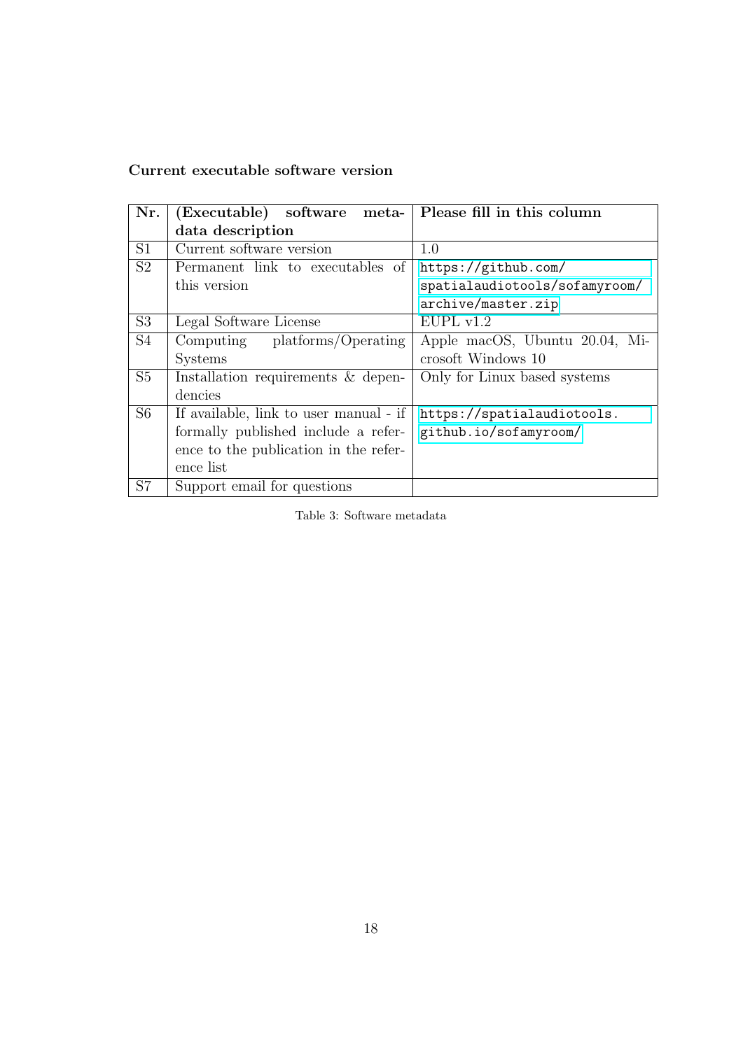**Current executable software version**

| Nr. | (Executable) software metadata description | Please fill in this column |
|---|---|---|
| S1 | Current software version | 1.0 |
| S2 | Permanent link to executables of this version | `https://github.com/spatialaudiotools/sofamyroom/archive/master.zip` |
| S3 | Legal Software License | EUPL v1.2 |
| S4 | Computing platforms/Operating Systems | Apple macOS, Ubuntu 20.04, Microsoft Windows 10 |
| S5 | Installation requirements & dependencies | Only for Linux based systems |
| S6 | If available, link to user manual - if formally published include a reference to the publication in the reference list | `https://spatialaudiotools.github.io/sofamyroom/` |
| S7 | Support email for questions | |

Table 3: Software metadata